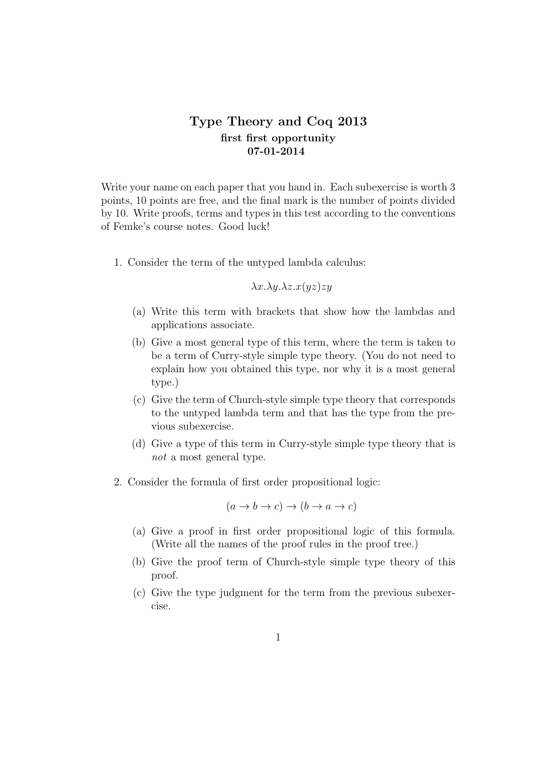# Type Theory and Coq 2013

**first first opportunity**

**07-01-2014**

Write your name on each paper that you hand in. Each subexercise is worth 3 points, 10 points are free, and the final mark is the number of points divided by 10. Write proofs, terms and types in this test according to the conventions of Femke's course notes. Good luck!

1. Consider the term of the untyped lambda calculus:

$$\lambda x.\lambda y.\lambda z.x(yz)zy$$

   (a) Write this term with brackets that show how the lambdas and applications associate.

   (b) Give a most general type of this term, where the term is taken to be a term of Curry-style simple type theory. (You do not need to explain how you obtained this type, nor why it is a most general type.)

   (c) Give the term of Church-style simple type theory that corresponds to the untyped lambda term and that has the type from the previous subexercise.

   (d) Give a type of this term in Curry-style simple type theory that is *not* a most general type.

2. Consider the formula of first order propositional logic:

$$(a \to b \to c) \to (b \to a \to c)$$

   (a) Give a proof in first order propositional logic of this formula. (Write all the names of the proof rules in the proof tree.)

   (b) Give the proof term of Church-style simple type theory of this proof.

   (c) Give the type judgment for the term from the previous subexercise.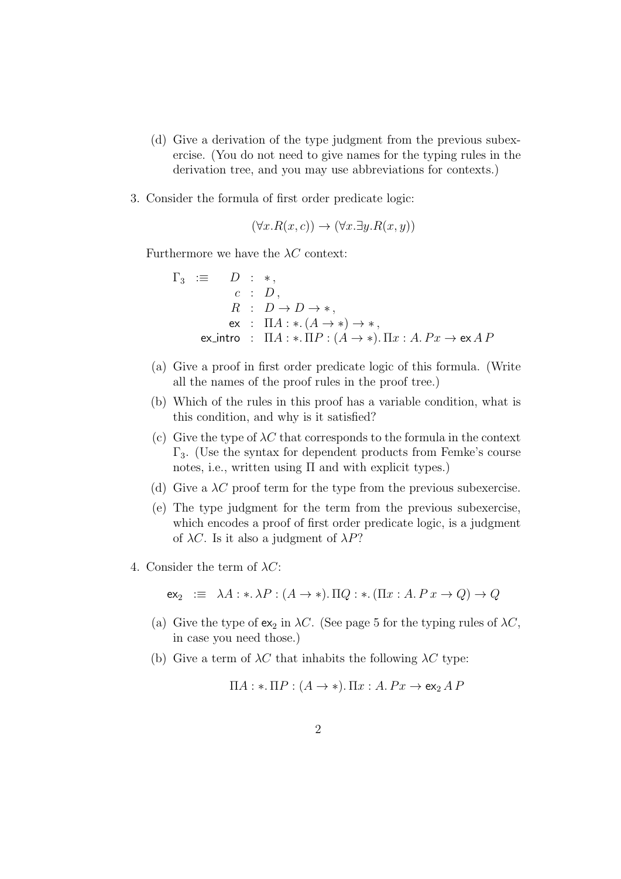(d) Give a derivation of the type judgment from the previous subexercise. (You do not need to give names for the typing rules in the derivation tree, and you may use abbreviations for contexts.)

3. Consider the formula of first order predicate logic:

$$(\forall x. R(x, c)) \to (\forall x. \exists y. R(x, y))$$

Furthermore we have the $\lambda C$ context:

$$
\begin{array}{rrcl}
\Gamma_3 & :\equiv & D & : & *, \\
 & & c & : & D, \\
 & & R & : & D \to D \to *, \\
 & & \mathsf{ex} & : & \Pi A : *. (A \to *) \to *, \\
 & & \mathsf{ex\_intro} & : & \Pi A : *. \Pi P : (A \to *). \Pi x : A. P x \to \mathsf{ex}\, A\, P
\end{array}
$$

(a) Give a proof in first order predicate logic of this formula. (Write all the names of the proof rules in the proof tree.)

(b) Which of the rules in this proof has a variable condition, what is this condition, and why is it satisfied?

(c) Give the type of $\lambda C$ that corresponds to the formula in the context $\Gamma_3$. (Use the syntax for dependent products from Femke's course notes, i.e., written using $\Pi$ and with explicit types.)

(d) Give a $\lambda C$ proof term for the type from the previous subexercise.

(e) The type judgment for the term from the previous subexercise, which encodes a proof of first order predicate logic, is a judgment of $\lambda C$. Is it also a judgment of $\lambda P$?

4. Consider the term of $\lambda C$:

$$\mathsf{ex}_2 \;:\equiv\; \lambda A : *. \lambda P : (A \to *). \Pi Q : *. (\Pi x : A. P\, x \to Q) \to Q$$

(a) Give the type of $\mathsf{ex}_2$ in $\lambda C$. (See page 5 for the typing rules of $\lambda C$, in case you need those.)

(b) Give a term of $\lambda C$ that inhabits the following $\lambda C$ type:

$$\Pi A : *. \Pi P : (A \to *). \Pi x : A. P x \to \mathsf{ex}_2\, A\, P$$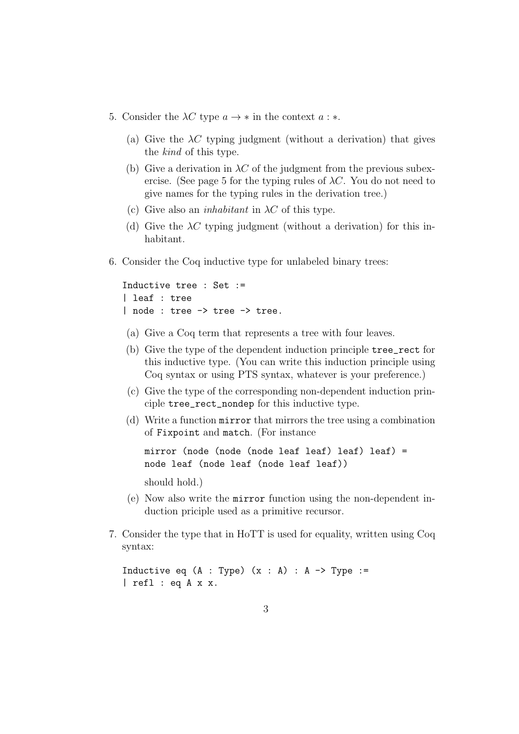5. Consider the $\lambda C$ type $a \to *$ in the context $a : *$.

   (a) Give the $\lambda C$ typing judgment (without a derivation) that gives the *kind* of this type.

   (b) Give a derivation in $\lambda C$ of the judgment from the previous subexercise. (See page 5 for the typing rules of $\lambda C$. You do not need to give names for the typing rules in the derivation tree.)

   (c) Give also an *inhabitant* in $\lambda C$ of this type.

   (d) Give the $\lambda C$ typing judgment (without a derivation) for this inhabitant.

6. Consider the Coq inductive type for unlabeled binary trees:

```
Inductive tree : Set :=
| leaf : tree
| node : tree -> tree -> tree.
```

   (a) Give a Coq term that represents a tree with four leaves.

   (b) Give the type of the dependent induction principle `tree_rect` for this inductive type. (You can write this induction principle using Coq syntax or using PTS syntax, whatever is your preference.)

   (c) Give the type of the corresponding non-dependent induction principle `tree_rect_nondep` for this inductive type.

   (d) Write a function `mirror` that mirrors the tree using a combination of `Fixpoint` and `match`. (For instance

```
mirror (node (node (node leaf leaf) leaf) leaf) =
node leaf (node leaf (node leaf leaf))
```

   should hold.)

   (e) Now also write the `mirror` function using the non-dependent induction priciple used as a primitive recursor.

7. Consider the type that in HoTT is used for equality, written using Coq syntax:

```
Inductive eq (A : Type) (x : A) : A -> Type :=
| refl : eq A x x.
```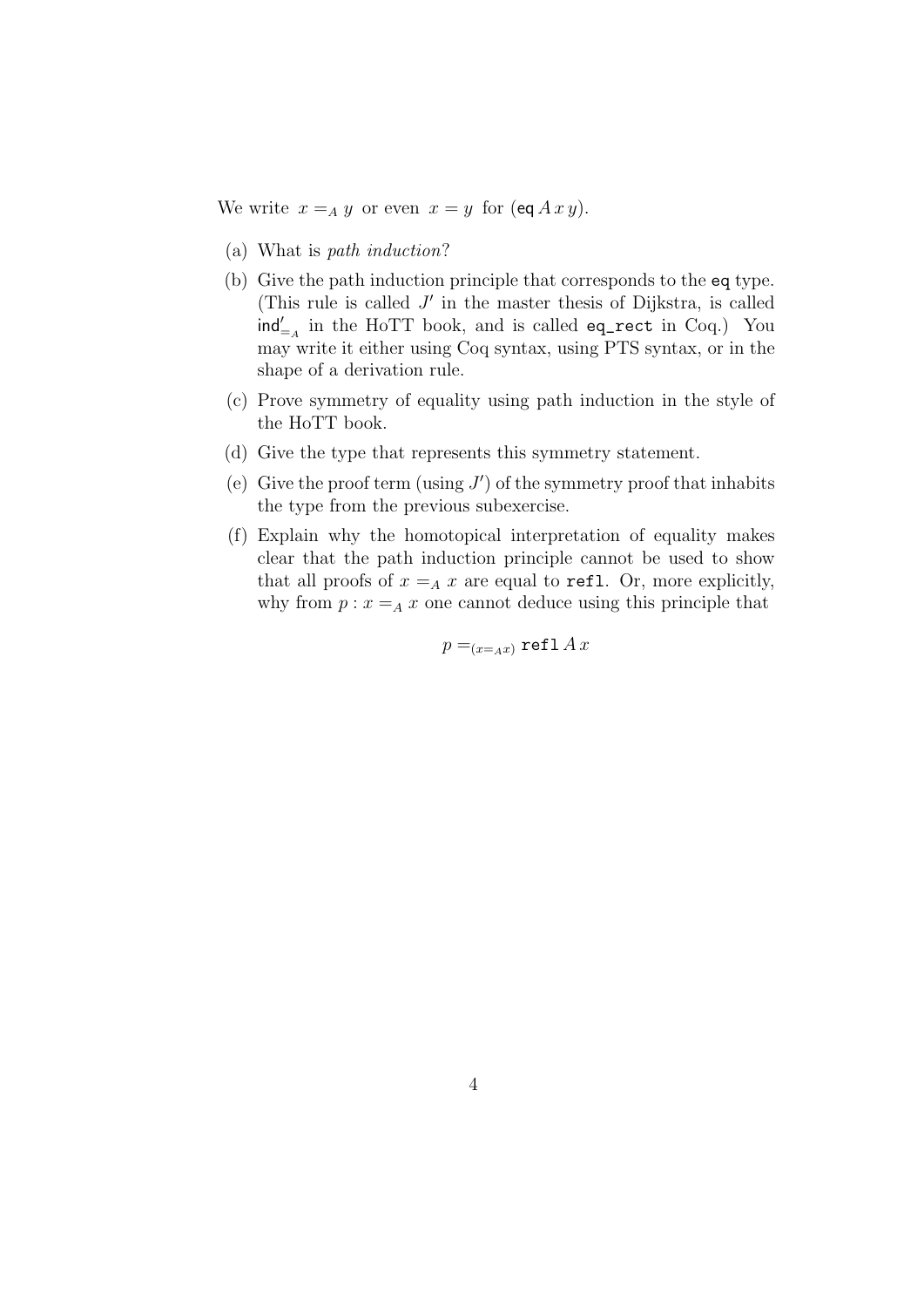We write $x =_A y$ or even $x = y$ for $(\mathsf{eq}\, A\, x\, y)$.

(a) What is *path induction*?

(b) Give the path induction principle that corresponds to the `eq` type. (This rule is called $J'$ in the master thesis of Dijkstra, is called $\mathsf{ind}'_{=_A}$ in the HoTT book, and is called `eq_rect` in Coq.) You may write it either using Coq syntax, using PTS syntax, or in the shape of a derivation rule.

(c) Prove symmetry of equality using path induction in the style of the HoTT book.

(d) Give the type that represents this symmetry statement.

(e) Give the proof term (using $J'$) of the symmetry proof that inhabits the type from the previous subexercise.

(f) Explain why the homotopical interpretation of equality makes clear that the path induction principle cannot be used to show that all proofs of $x =_A x$ are equal to `refl`. Or, more explicitly, why from $p : x =_A x$ one cannot deduce using this principle that

$$p =_{(x =_A x)} \mathtt{refl}\, A\, x$$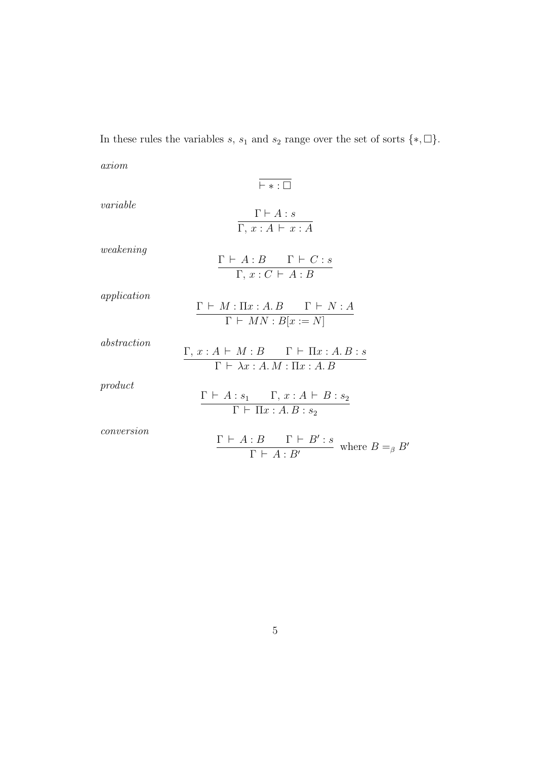In these rules the variables $s$, $s_1$ and $s_2$ range over the set of sorts $\{*, \Box\}$.

*axiom*

$$\frac{}{\vdash * : \Box}$$

*variable*

$$\frac{\Gamma \vdash A : s}{\Gamma,\, x : A \vdash x : A}$$

*weakening*

$$\frac{\Gamma \vdash A : B \qquad \Gamma \vdash C : s}{\Gamma,\, x : C \vdash A : B}$$

*application*

$$\frac{\Gamma \vdash M : \Pi x : A.\, B \qquad \Gamma \vdash N : A}{\Gamma \vdash MN : B[x := N]}$$

*abstraction*

$$\frac{\Gamma,\, x : A \vdash M : B \qquad \Gamma \vdash \Pi x : A.\, B : s}{\Gamma \vdash \lambda x : A.\, M : \Pi x : A.\, B}$$

*product*

$$\frac{\Gamma \vdash A : s_1 \qquad \Gamma,\, x : A \vdash B : s_2}{\Gamma \vdash \Pi x : A.\, B : s_2}$$

*conversion*

$$\frac{\Gamma \vdash A : B \qquad \Gamma \vdash B' : s}{\Gamma \vdash A : B'} \text{ where } B =_\beta B'$$